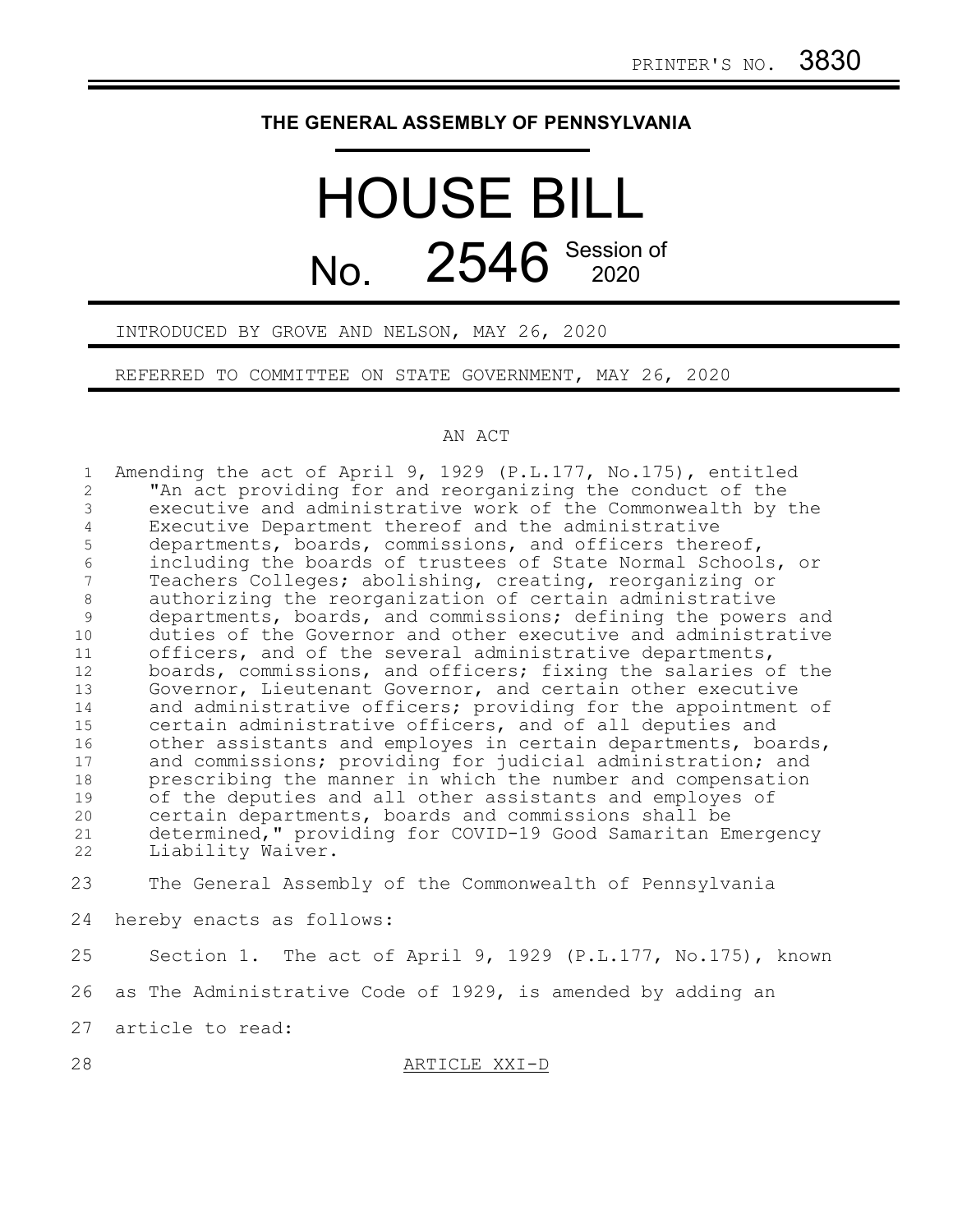PRINTER'S NO. 3830

**THE GENERAL ASSEMBLY OF PENNSYLVANIA**

# HOUSE BILL

## No. 2546 Session of 2020

INTRODUCED BY GROVE AND NELSON, MAY 26, 2020

REFERRED TO COMMITTEE ON STATE GOVERNMENT, MAY 26, 2020

AN ACT

Amending the act of April 9, 1929 (P.L.177, No.175), entitled "An act providing for and reorganizing the conduct of the executive and administrative work of the Commonwealth by the Executive Department thereof and the administrative departments, boards, commissions, and officers thereof, including the boards of trustees of State Normal Schools, or Teachers Colleges; abolishing, creating, reorganizing or authorizing the reorganization of certain administrative departments, boards, and commissions; defining the powers and duties of the Governor and other executive and administrative officers, and of the several administrative departments, boards, commissions, and officers; fixing the salaries of the Governor, Lieutenant Governor, and certain other executive and administrative officers; providing for the appointment of certain administrative officers, and of all deputies and other assistants and employes in certain departments, boards, and commissions; providing for judicial administration; and prescribing the manner in which the number and compensation of the deputies and all other assistants and employes of certain departments, boards and commissions shall be determined," providing for COVID-19 Good Samaritan Emergency Liability Waiver.

The General Assembly of the Commonwealth of Pennsylvania hereby enacts as follows:

Section 1. The act of April 9, 1929 (P.L.177, No.175), known as The Administrative Code of 1929, is amended by adding an article to read:

ARTICLE XXI-D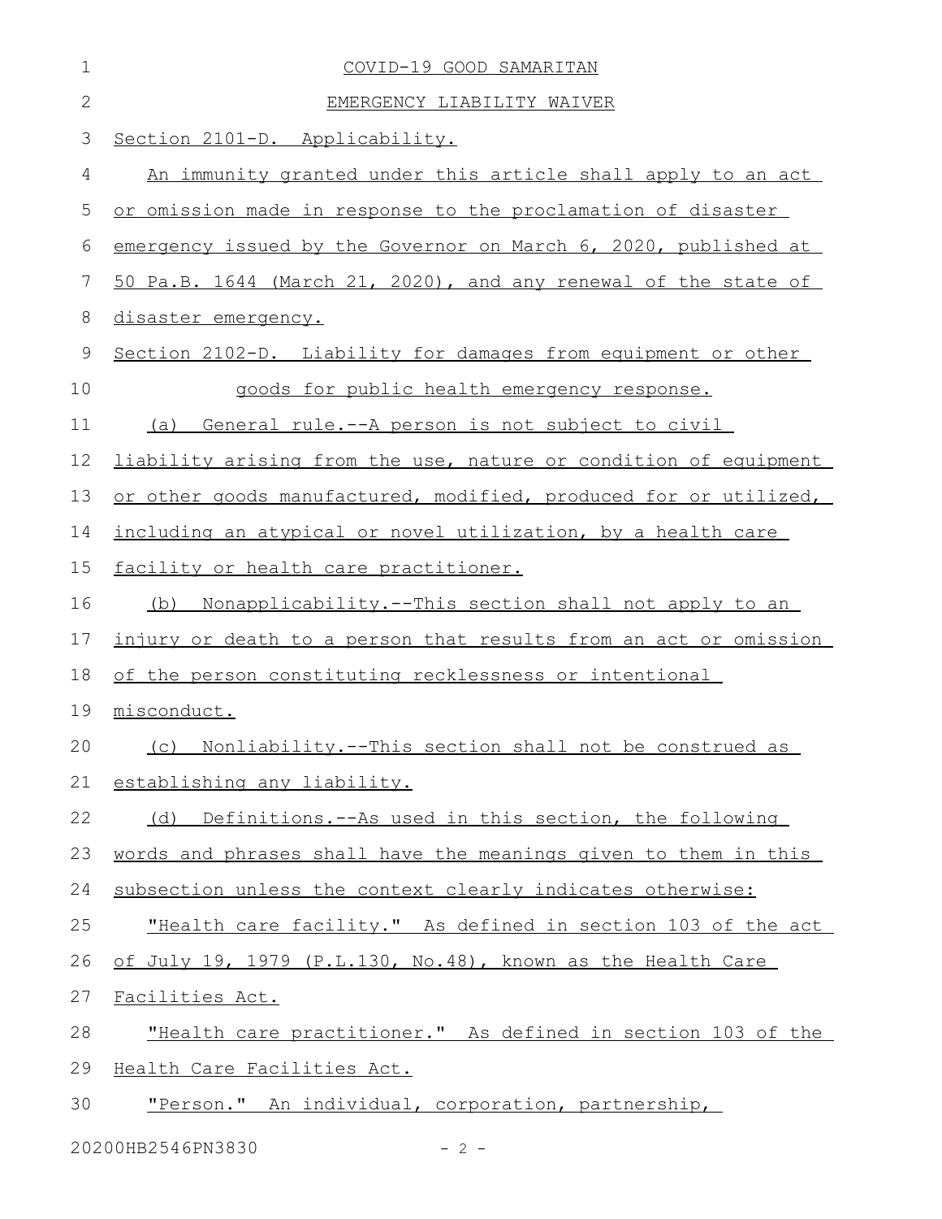# COVID-19 GOOD SAMARITAN

# EMERGENCY LIABILITY WAIVER

Section 2101-D. Applicability.

An immunity granted under this article shall apply to an act or omission made in response to the proclamation of disaster emergency issued by the Governor on March 6, 2020, published at 50 Pa.B. 1644 (March 21, 2020), and any renewal of the state of disaster emergency.

Section 2102-D. Liability for damages from equipment or other goods for public health emergency response.

(a) General rule.--A person is not subject to civil liability arising from the use, nature or condition of equipment or other goods manufactured, modified, produced for or utilized, including an atypical or novel utilization, by a health care facility or health care practitioner.

(b) Nonapplicability.--This section shall not apply to an injury or death to a person that results from an act or omission of the person constituting recklessness or intentional misconduct.

(c) Nonliability.--This section shall not be construed as establishing any liability.

(d) Definitions.--As used in this section, the following words and phrases shall have the meanings given to them in this subsection unless the context clearly indicates otherwise:

"Health care facility." As defined in section 103 of the act of July 19, 1979 (P.L.130, No.48), known as the Health Care Facilities Act.

"Health care practitioner." As defined in section 103 of the Health Care Facilities Act.

"Person." An individual, corporation, partnership,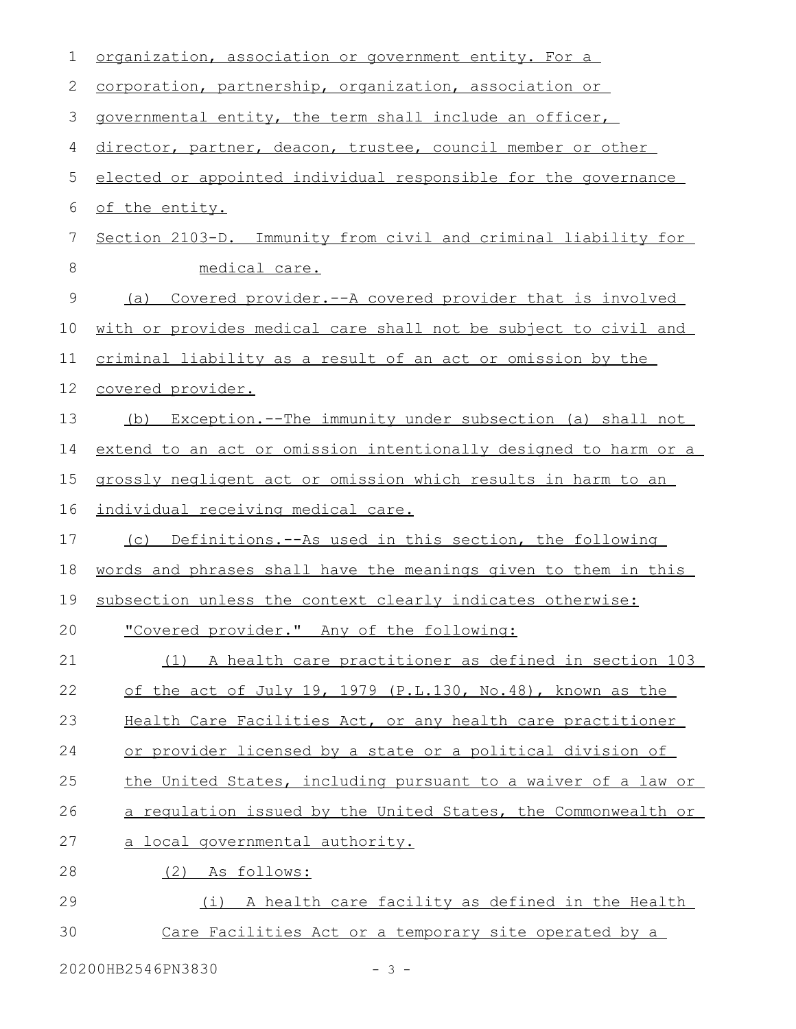organization, association or government entity. For a corporation, partnership, organization, association or governmental entity, the term shall include an officer, director, partner, deacon, trustee, council member or other elected or appointed individual responsible for the governance of the entity.

Section 2103-D. Immunity from civil and criminal liability for medical care.

(a) Covered provider.--A covered provider that is involved with or provides medical care shall not be subject to civil and criminal liability as a result of an act or omission by the covered provider.

(b) Exception.--The immunity under subsection (a) shall not extend to an act or omission intentionally designed to harm or a grossly negligent act or omission which results in harm to an individual receiving medical care.

(c) Definitions.--As used in this section, the following words and phrases shall have the meanings given to them in this subsection unless the context clearly indicates otherwise:

"Covered provider." Any of the following:

(1) A health care practitioner as defined in section 103 of the act of July 19, 1979 (P.L.130, No.48), known as the Health Care Facilities Act, or any health care practitioner or provider licensed by a state or a political division of the United States, including pursuant to a waiver of a law or a regulation issued by the United States, the Commonwealth or a local governmental authority.

(2) As follows:

(i) A health care facility as defined in the Health Care Facilities Act or a temporary site operated by a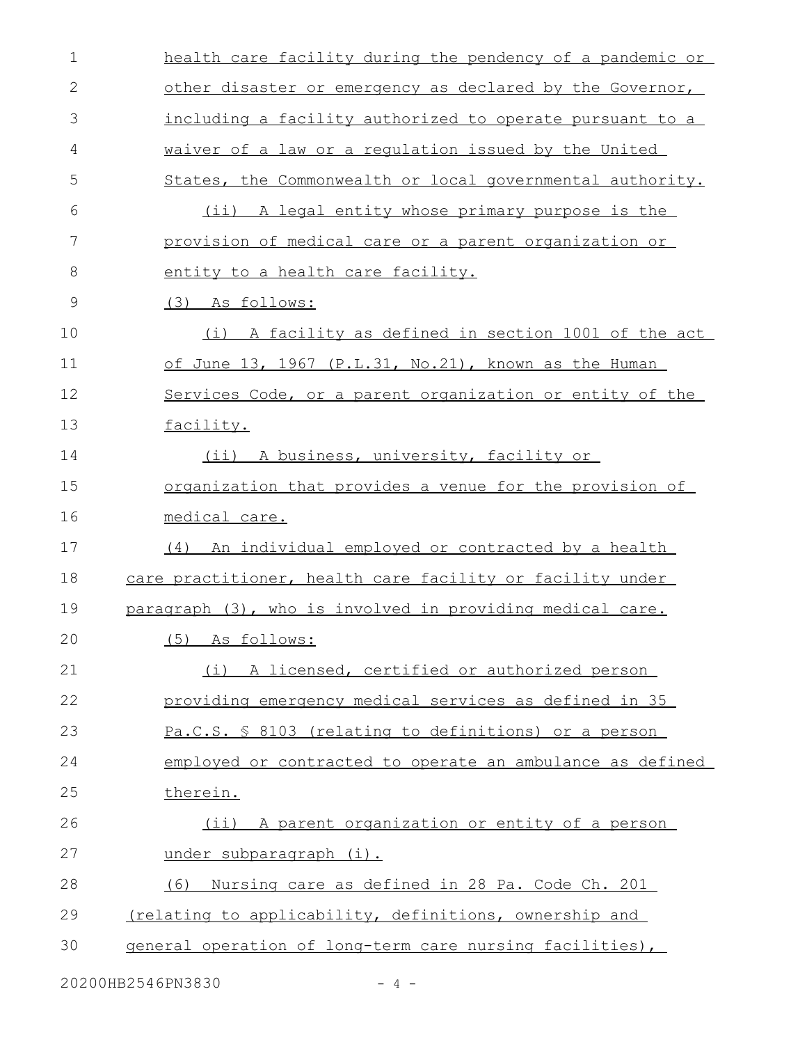health care facility during the pendency of a pandemic or other disaster or emergency as declared by the Governor, including a facility authorized to operate pursuant to a waiver of a law or a regulation issued by the United States, the Commonwealth or local governmental authority.

(ii) A legal entity whose primary purpose is the provision of medical care or a parent organization or entity to a health care facility.

(3) As follows:

(i) A facility as defined in section 1001 of the act of June 13, 1967 (P.L.31, No.21), known as the Human Services Code, or a parent organization or entity of the facility.

(ii) A business, university, facility or organization that provides a venue for the provision of medical care.

(4) An individual employed or contracted by a health care practitioner, health care facility or facility under paragraph (3), who is involved in providing medical care.

(5) As follows:

(i) A licensed, certified or authorized person providing emergency medical services as defined in 35 Pa.C.S. § 8103 (relating to definitions) or a person employed or contracted to operate an ambulance as defined therein.

(ii) A parent organization or entity of a person under subparagraph (i).

(6) Nursing care as defined in 28 Pa. Code Ch. 201 (relating to applicability, definitions, ownership and general operation of long-term care nursing facilities),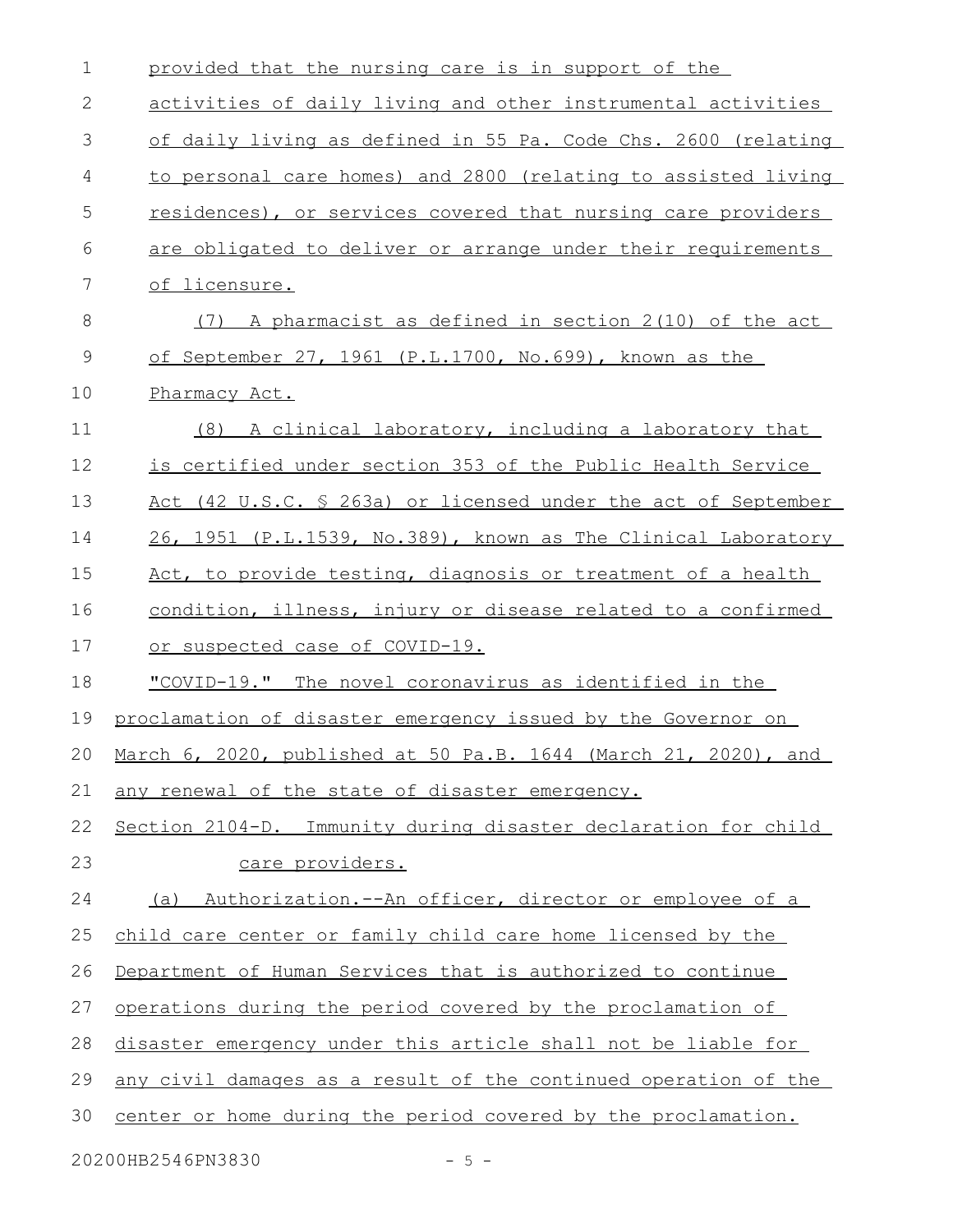provided that the nursing care is in support of the activities of daily living and other instrumental activities of daily living as defined in 55 Pa. Code Chs. 2600 (relating to personal care homes) and 2800 (relating to assisted living residences), or services covered that nursing care providers are obligated to deliver or arrange under their requirements of licensure.

(7) A pharmacist as defined in section 2(10) of the act of September 27, 1961 (P.L.1700, No.699), known as the Pharmacy Act.

(8) A clinical laboratory, including a laboratory that is certified under section 353 of the Public Health Service Act (42 U.S.C. § 263a) or licensed under the act of September 26, 1951 (P.L.1539, No.389), known as The Clinical Laboratory Act, to provide testing, diagnosis or treatment of a health condition, illness, injury or disease related to a confirmed or suspected case of COVID-19.

"COVID-19." The novel coronavirus as identified in the proclamation of disaster emergency issued by the Governor on March 6, 2020, published at 50 Pa.B. 1644 (March 21, 2020), and any renewal of the state of disaster emergency.

Section 2104-D. Immunity during disaster declaration for child care providers.

(a) Authorization.--An officer, director or employee of a child care center or family child care home licensed by the Department of Human Services that is authorized to continue operations during the period covered by the proclamation of disaster emergency under this article shall not be liable for any civil damages as a result of the continued operation of the center or home during the period covered by the proclamation.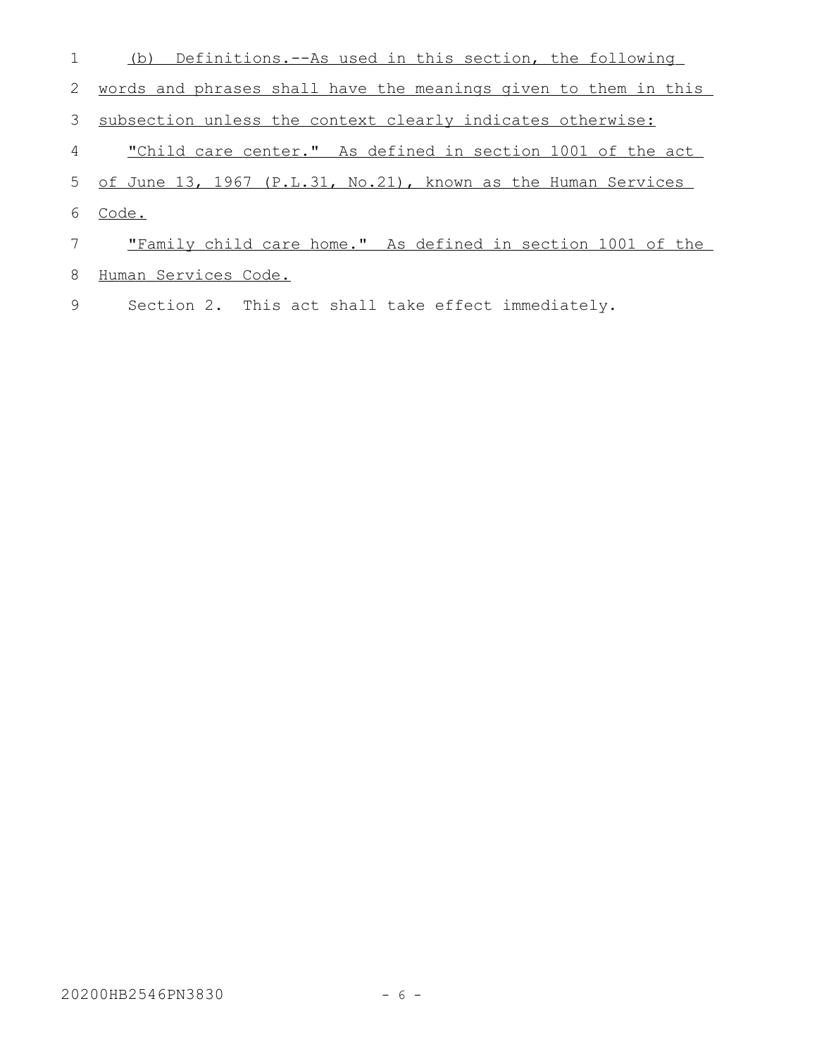(b) Definitions.--As used in this section, the following words and phrases shall have the meanings given to them in this subsection unless the context clearly indicates otherwise:

"Child care center." As defined in section 1001 of the act of June 13, 1967 (P.L.31, No.21), known as the Human Services Code.

"Family child care home." As defined in section 1001 of the Human Services Code.

Section 2. This act shall take effect immediately.